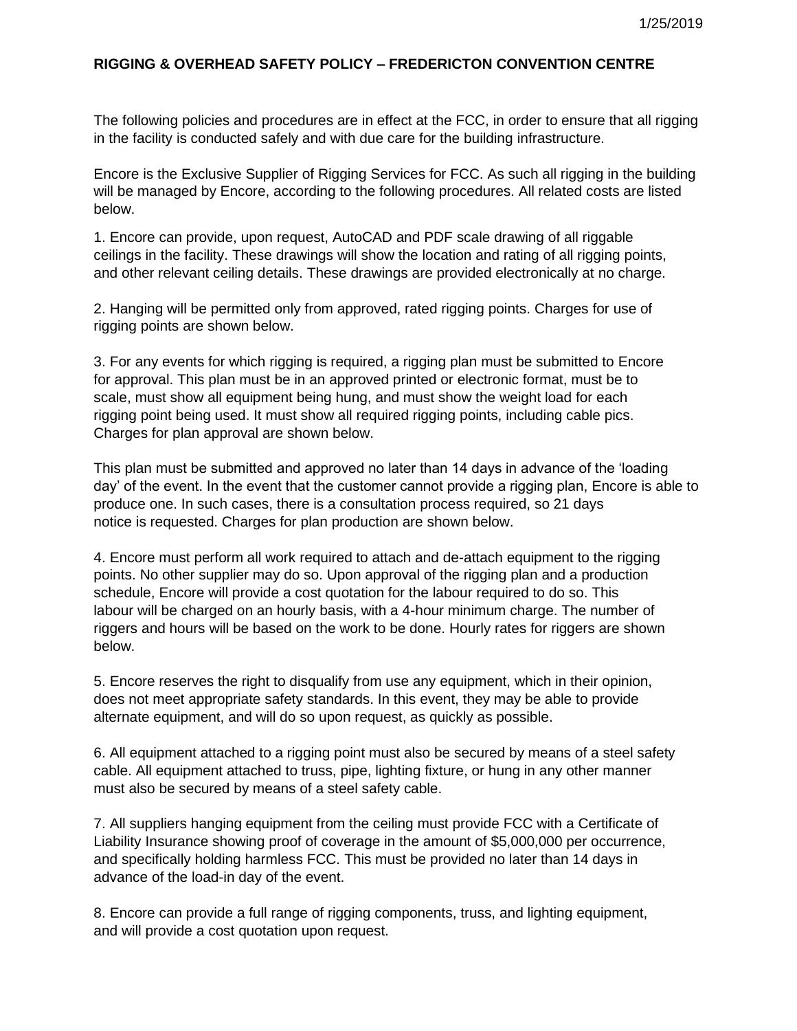1/25/2019

**RIGGING & OVERHEAD SAFETY POLICY – FREDERICTON CONVENTION CENTRE**

The following policies and procedures are in effect at the FCC, in order to ensure that all rigging in the facility is conducted safely and with due care for the building infrastructure.

Encore is the Exclusive Supplier of Rigging Services for FCC. As such all rigging in the building will be managed by Encore, according to the following procedures. All related costs are listed below.

1. Encore can provide, upon request, AutoCAD and PDF scale drawing of all riggable ceilings in the facility. These drawings will show the location and rating of all rigging points, and other relevant ceiling details. These drawings are provided electronically at no charge.

2. Hanging will be permitted only from approved, rated rigging points. Charges for use of rigging points are shown below.

3. For any events for which rigging is required, a rigging plan must be submitted to Encore for approval. This plan must be in an approved printed or electronic format, must be to scale, must show all equipment being hung, and must show the weight load for each rigging point being used. It must show all required rigging points, including cable pics. Charges for plan approval are shown below.

This plan must be submitted and approved no later than 14 days in advance of the 'loading day' of the event. In the event that the customer cannot provide a rigging plan, Encore is able to produce one. In such cases, there is a consultation process required, so 21 days notice is requested. Charges for plan production are shown below.

4. Encore must perform all work required to attach and de-attach equipment to the rigging points. No other supplier may do so. Upon approval of the rigging plan and a production schedule, Encore will provide a cost quotation for the labour required to do so. This labour will be charged on an hourly basis, with a 4-hour minimum charge. The number of riggers and hours will be based on the work to be done. Hourly rates for riggers are shown below.

5. Encore reserves the right to disqualify from use any equipment, which in their opinion, does not meet appropriate safety standards. In this event, they may be able to provide alternate equipment, and will do so upon request, as quickly as possible.

6. All equipment attached to a rigging point must also be secured by means of a steel safety cable. All equipment attached to truss, pipe, lighting fixture, or hung in any other manner must also be secured by means of a steel safety cable.

7. All suppliers hanging equipment from the ceiling must provide FCC with a Certificate of Liability Insurance showing proof of coverage in the amount of $5,000,000 per occurrence, and specifically holding harmless FCC. This must be provided no later than 14 days in advance of the load-in day of the event.

8. Encore can provide a full range of rigging components, truss, and lighting equipment, and will provide a cost quotation upon request.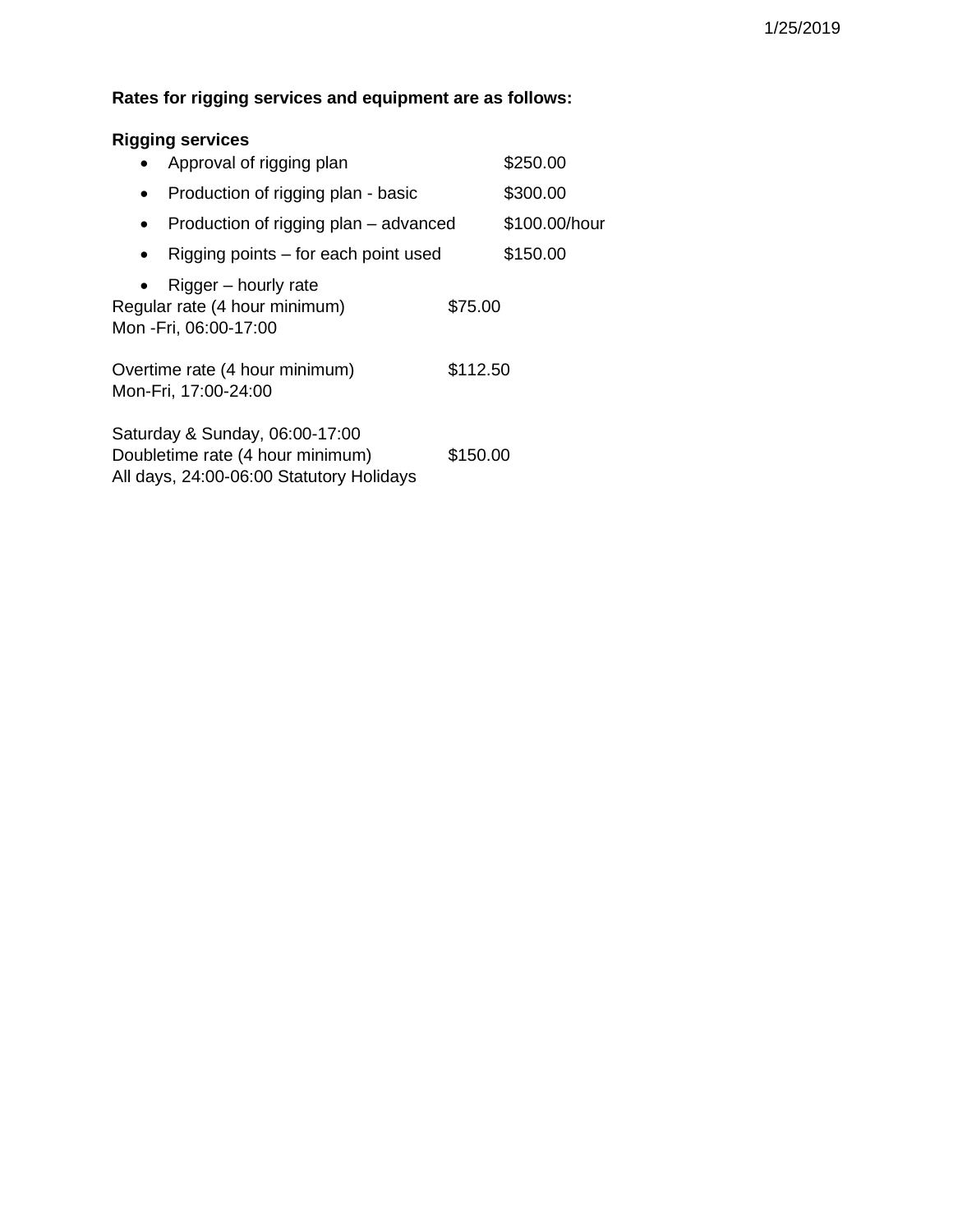**Rates for rigging services and equipment are as follows:**

**Rigging services**

- Approval of rigging plan $250.00
- Production of rigging plan - basic $300.00
- Production of rigging plan – advanced $100.00/hour
- Rigging points – for each point used $150.00
- Rigger – hourly rate

Regular rate (4 hour minimum) $75.00
Mon -Fri, 06:00-17:00

Overtime rate (4 hour minimum) $112.50
Mon-Fri, 17:00-24:00

Saturday & Sunday, 06:00-17:00
Doubletime rate (4 hour minimum) $150.00
All days, 24:00-06:00 Statutory Holidays